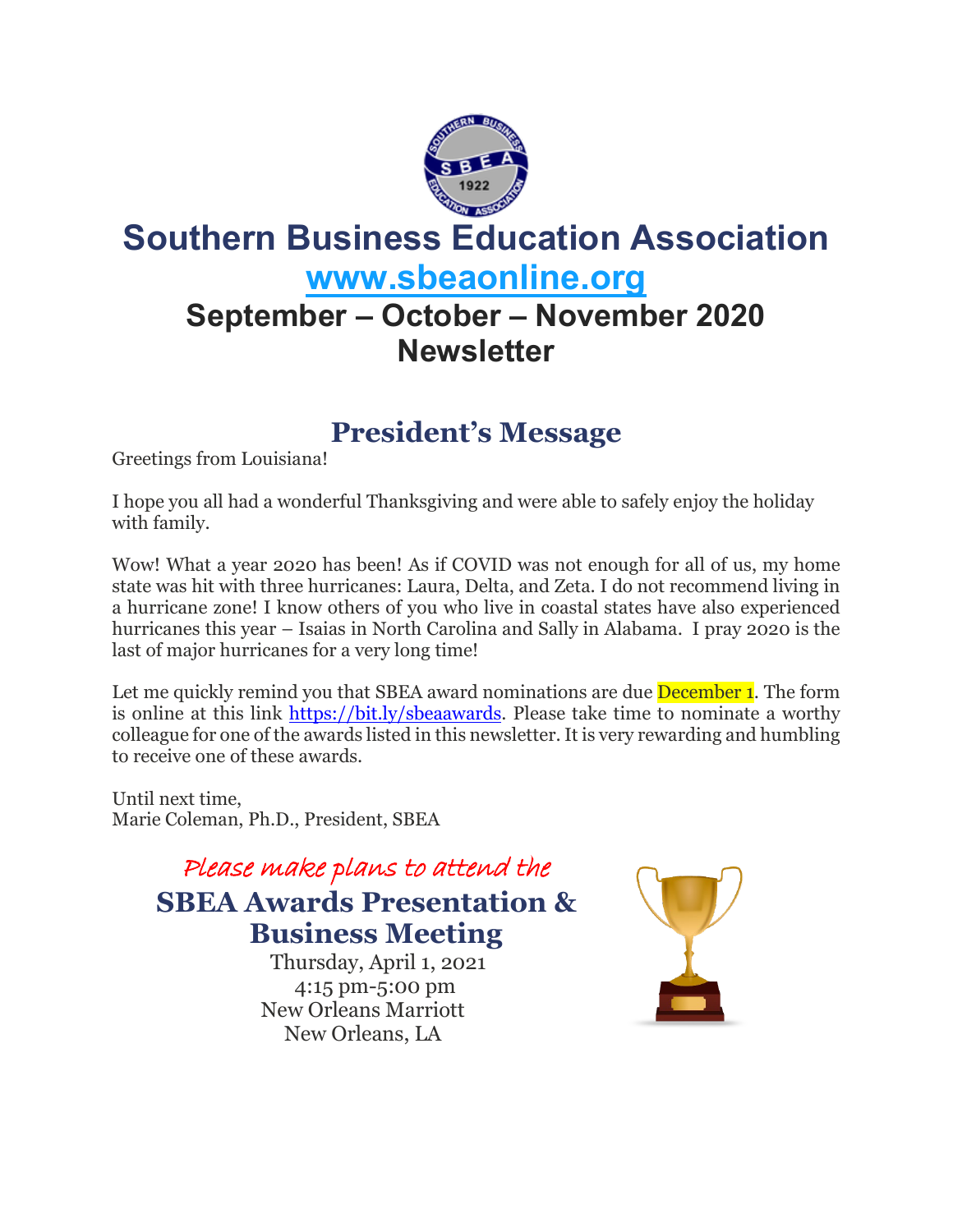# Southern Business Education Association

## [www.sbeaonline.org](http://www.sbeaonline.org)

## September – October – November 2020 Newsletter

## President's Message

Greetings from Louisiana!

I hope you all had a wonderful Thanksgiving and were able to safely enjoy the holiday with family.

Wow! What a year 2020 has been! As if COVID was not enough for all of us, my home state was hit with three hurricanes: Laura, Delta, and Zeta. I do not recommend living in a hurricane zone! I know others of you who live in coastal states have also experienced hurricanes this year – Isaias in North Carolina and Sally in Alabama. I pray 2020 is the last of major hurricanes for a very long time!

Let me quickly remind you that SBEA award nominations are due December 1. The form is online at this link [https://bit.ly/sbeaawards](https://bit.ly/sbeaawards). Please take time to nominate a worthy colleague for one of the awards listed in this newsletter. It is very rewarding and humbling to receive one of these awards.

Until next time,
Marie Coleman, Ph.D., President, SBEA

*Please make plans to attend the*

### SBEA Awards Presentation & Business Meeting

Thursday, April 1, 2021
4:15 pm-5:00 pm
New Orleans Marriott
New Orleans, LA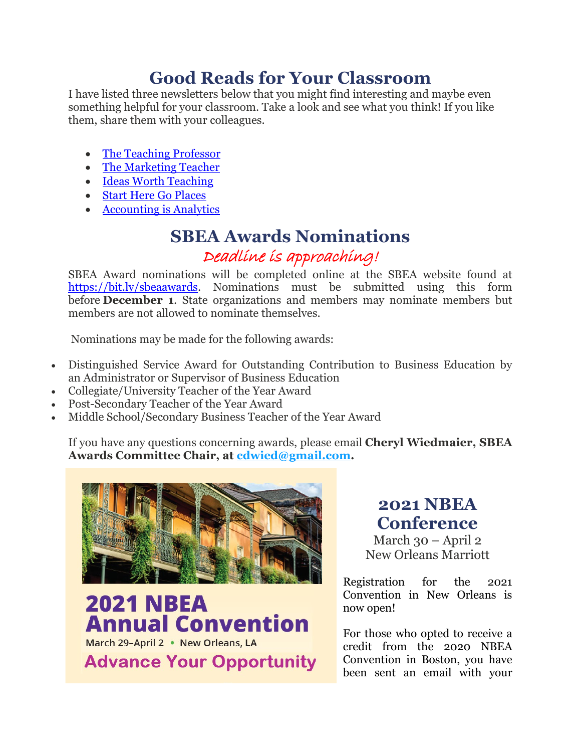# Good Reads for Your Classroom

I have listed three newsletters below that you might find interesting and maybe even something helpful for your classroom. Take a look and see what you think! If you like them, share them with your colleagues.

- The Teaching Professor
- The Marketing Teacher
- Ideas Worth Teaching
- Start Here Go Places
- Accounting is Analytics

# SBEA Awards Nominations

*Deadline is approaching!*

SBEA Award nominations will be completed online at the SBEA website found at https://bit.ly/sbeaawards. Nominations must be submitted using this form before **December 1**. State organizations and members may nominate members but members are not allowed to nominate themselves.

Nominations may be made for the following awards:

- Distinguished Service Award for Outstanding Contribution to Business Education by an Administrator or Supervisor of Business Education
- Collegiate/University Teacher of the Year Award
- Post-Secondary Teacher of the Year Award
- Middle School/Secondary Business Teacher of the Year Award

If you have any questions concerning awards, please email **Cheryl Wiedmaier, SBEA Awards Committee Chair, at cdwied@gmail.com.**

2021 NBEA Annual Convention

March 29–April 2 • New Orleans, LA

Advance Your Opportunity

## 2021 NBEA Conference

March 30 – April 2
New Orleans Marriott

Registration for the 2021 Convention in New Orleans is now open!

For those who opted to receive a credit from the 2020 NBEA Convention in Boston, you have been sent an email with your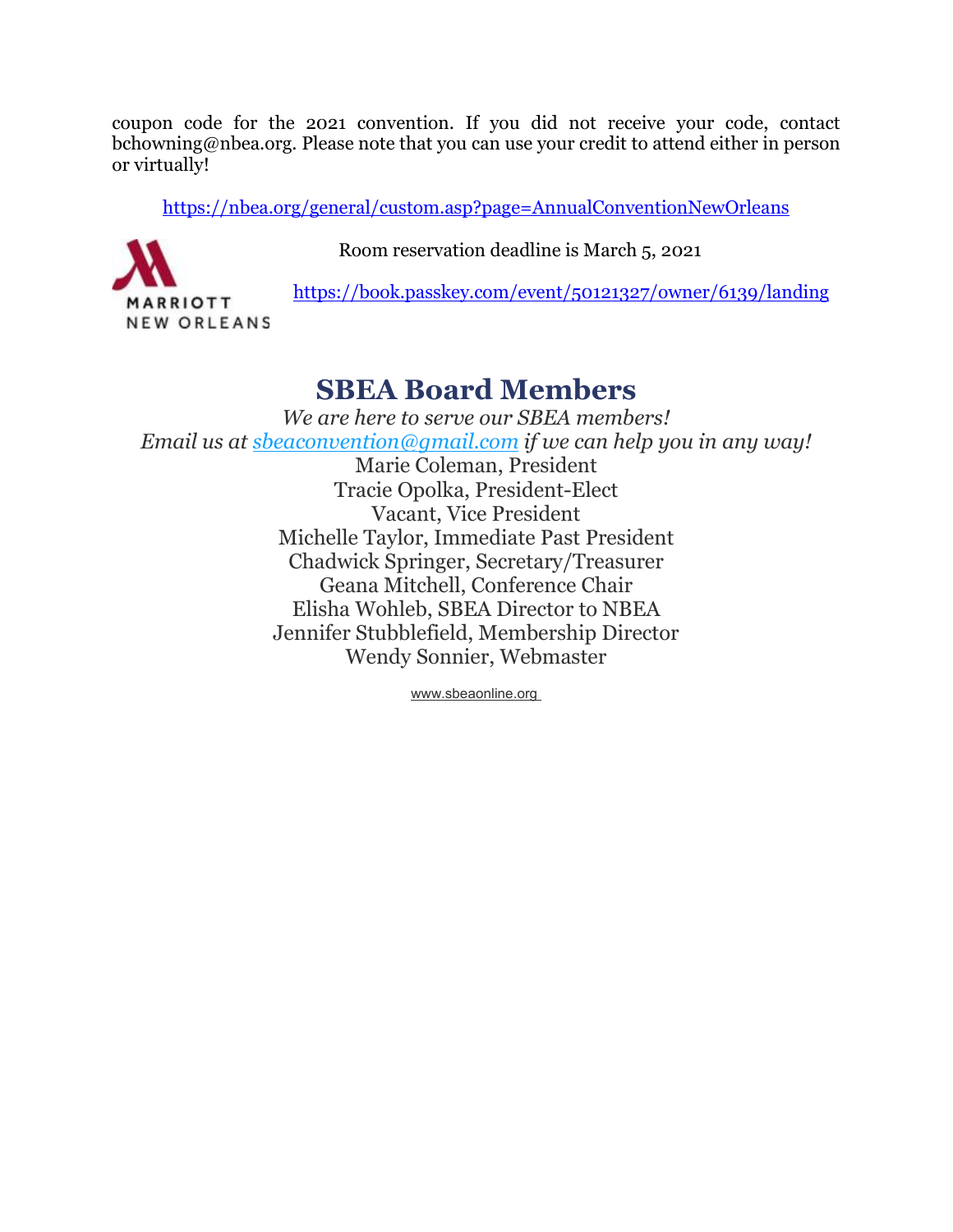coupon code for the 2021 convention. If you did not receive your code, contact bchowning@nbea.org. Please note that you can use your credit to attend either in person or virtually!

https://nbea.org/general/custom.asp?page=AnnualConventionNewOrleans

MARRIOTT NEW ORLEANS

Room reservation deadline is March 5, 2021

https://book.passkey.com/event/50121327/owner/6139/landing

## SBEA Board Members

*We are here to serve our SBEA members!*
*Email us at sbeaconvention@gmail.com if we can help you in any way!*

Marie Coleman, President
Tracie Opolka, President-Elect
Vacant, Vice President
Michelle Taylor, Immediate Past President
Chadwick Springer, Secretary/Treasurer
Geana Mitchell, Conference Chair
Elisha Wohleb, SBEA Director to NBEA
Jennifer Stubblefield, Membership Director
Wendy Sonnier, Webmaster

www.sbeaonline.org